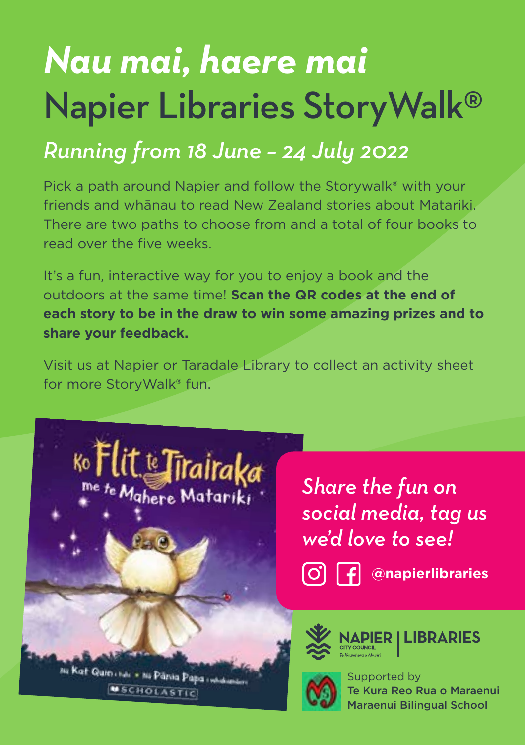# *Nau mai, haere mai*

# Napier Libraries StoryWalk®

## *Running from 18 June – 24 July 2022*

Pick a path around Napier and follow the Storywalk® with your friends and whānau to read New Zealand stories about Matariki. There are two paths to choose from and a total of four books to read over the five weeks.

It's a fun, interactive way for you to enjoy a book and the outdoors at the same time! **Scan the QR codes at the end of each story to be in the draw to win some amazing prizes and to share your feedback.**

Visit us at Napier or Taradale Library to collect an activity sheet for more StoryWalk® fun.

*Share the fun on social media, tag us we'd love to see!*

**@napierlibraries**

NAPIER CITY COUNCIL Te Kaunihera o Ahuriri | LIBRARIES

Supported by
Te Kura Reo Rua o Maraenui
Maraenui Bilingual School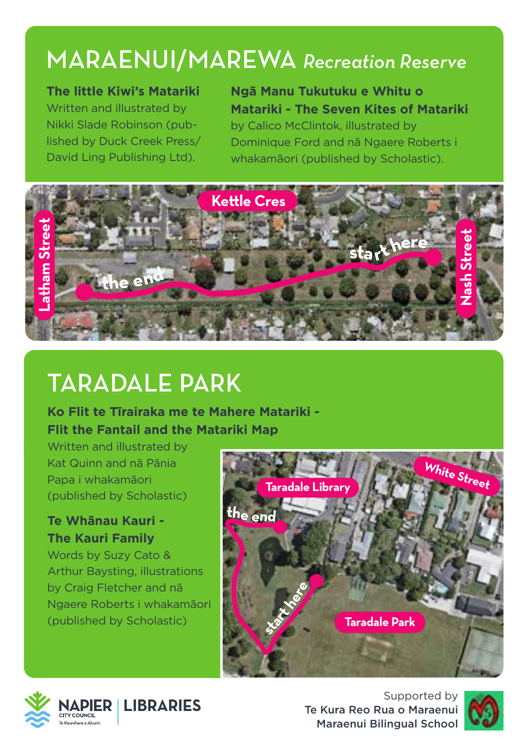# MARAENUI/MAREWA *Recreation Reserve*

**The little Kiwi's Matariki**
Written and illustrated by Nikki Slade Robinson (published by Duck Creek Press/ David Ling Publishing Ltd).

**Ngā Manu Tukutuku e Whitu o Matariki - The Seven Kites of Matariki**
by Calico McClintok, illustrated by Dominique Ford and nā Ngaere Roberts i whakamāori (published by Scholastic).

Kettle Cres
Latham Street
Nash Street
start here
the end

# TARADALE PARK

**Ko Flit te Tīrairaka me te Mahere Matariki - Flit the Fantail and the Matariki Map**
Written and illustrated by Kat Quinn and nā Pānia Papa i whakamāori (published by Scholastic)

**Te Whānau Kauri - The Kauri Family**
Words by Suzy Cato & Arthur Baysting, illustrations by Craig Fletcher and nā Ngaere Roberts i whakamāori (published by Scholastic)

Taradale Library
White Street
the end
start here
Taradale Park

NAPIER CITY COUNCIL Te Kaunihera o Ahuriri | LIBRARIES

Supported by
Te Kura Reo Rua o Maraenui
Maraenui Bilingual School